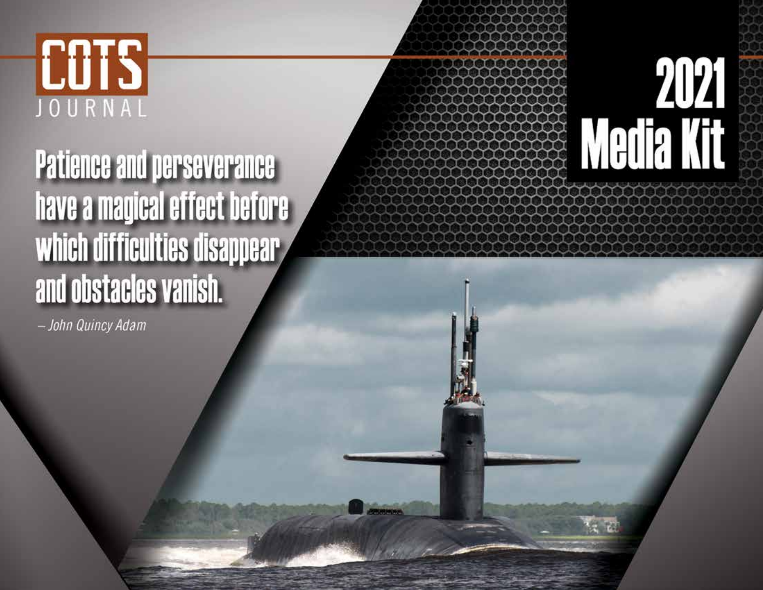# COTS JOURNAL

# 2021 Media Kit

**Patience and perseverance have a magical effect before which difficulties disappear and obstacles vanish.**

*– John Quincy Adam*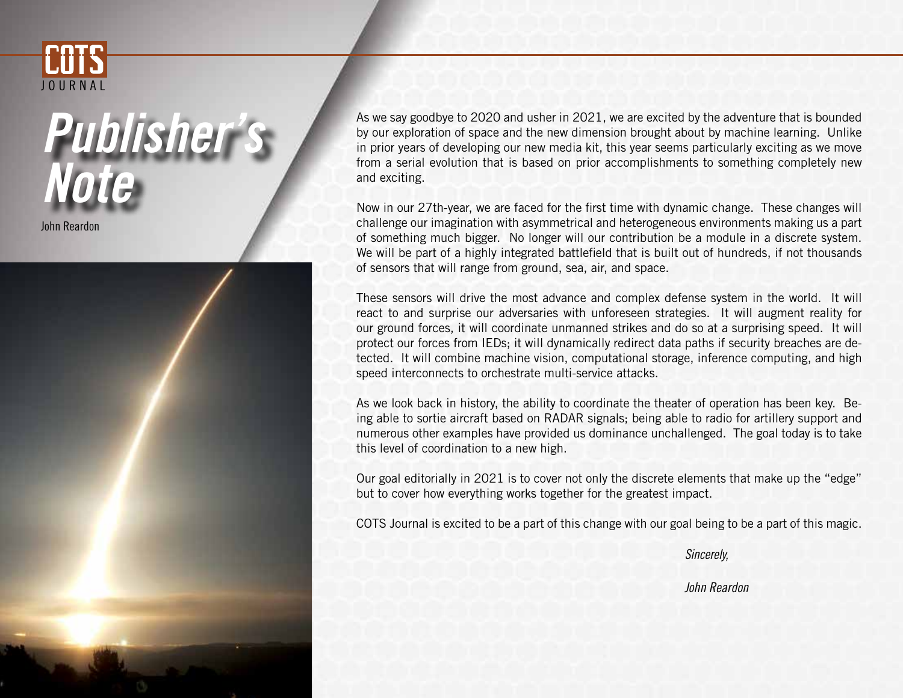COTS JOURNAL

# Publisher's Note

John Reardon

As we say goodbye to 2020 and usher in 2021, we are excited by the adventure that is bounded by our exploration of space and the new dimension brought about by machine learning. Unlike in prior years of developing our new media kit, this year seems particularly exciting as we move from a serial evolution that is based on prior accomplishments to something completely new and exciting.

Now in our 27th-year, we are faced for the first time with dynamic change. These changes will challenge our imagination with asymmetrical and heterogeneous environments making us a part of something much bigger. No longer will our contribution be a module in a discrete system. We will be part of a highly integrated battlefield that is built out of hundreds, if not thousands of sensors that will range from ground, sea, air, and space.

These sensors will drive the most advance and complex defense system in the world. It will react to and surprise our adversaries with unforeseen strategies. It will augment reality for our ground forces, it will coordinate unmanned strikes and do so at a surprising speed. It will protect our forces from IEDs; it will dynamically redirect data paths if security breaches are detected. It will combine machine vision, computational storage, inference computing, and high speed interconnects to orchestrate multi-service attacks.

As we look back in history, the ability to coordinate the theater of operation has been key. Being able to sortie aircraft based on RADAR signals; being able to radio for artillery support and numerous other examples have provided us dominance unchallenged. The goal today is to take this level of coordination to a new high.

Our goal editorially in 2021 is to cover not only the discrete elements that make up the "edge" but to cover how everything works together for the greatest impact.

COTS Journal is excited to be a part of this change with our goal being to be a part of this magic.

*Sincerely,*

*John Reardon*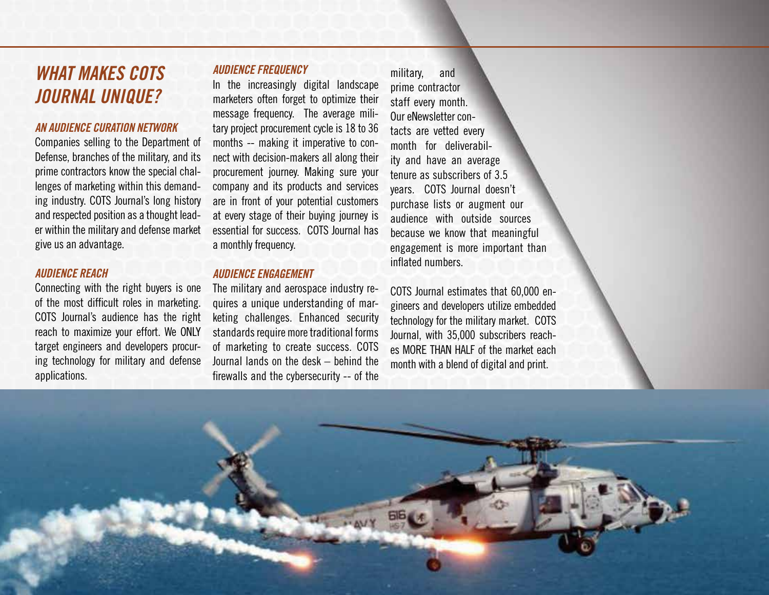# WHAT MAKES COTS JOURNAL UNIQUE?

### AN AUDIENCE CURATION NETWORK

Companies selling to the Department of Defense, branches of the military, and its prime contractors know the special challenges of marketing within this demanding industry. COTS Journal's long history and respected position as a thought leader within the military and defense market give us an advantage.

### AUDIENCE REACH

Connecting with the right buyers is one of the most difficult roles in marketing. COTS Journal's audience has the right reach to maximize your effort. We ONLY target engineers and developers procuring technology for military and defense applications.

### AUDIENCE FREQUENCY

In the increasingly digital landscape marketers often forget to optimize their message frequency. The average military project procurement cycle is 18 to 36 months -- making it imperative to connect with decision-makers all along their procurement journey. Making sure your company and its products and services are in front of your potential customers at every stage of their buying journey is essential for success. COTS Journal has a monthly frequency.

### AUDIENCE ENGAGEMENT

The military and aerospace industry requires a unique understanding of marketing challenges. Enhanced security standards require more traditional forms of marketing to create success. COTS Journal lands on the desk – behind the firewalls and the cybersecurity -- of the military, and prime contractor staff every month. Our eNewsletter contacts are vetted every month for deliverability and have an average tenure as subscribers of 3.5 years. COTS Journal doesn't purchase lists or augment our audience with outside sources because we know that meaningful engagement is more important than inflated numbers.

COTS Journal estimates that 60,000 engineers and developers utilize embedded technology for the military market. COTS Journal, with 35,000 subscribers reaches MORE THAN HALF of the market each month with a blend of digital and print.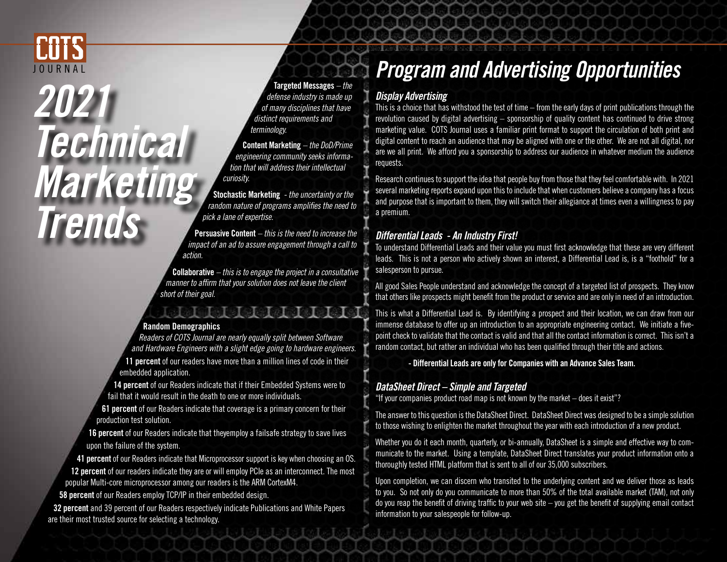COTS JOURNAL

# 2021 Technical Marketing Trends

**Targeted Messages** – *the defense industry is made up of many disciplines that have distinct requirements and terminology.*

**Content Marketing** – *the DoD/Prime engineering community seeks information that will address their intellectual curiosity.*

**Stochastic Marketing** - *the uncertainty or the random nature of programs amplifies the need to pick a lane of expertise.*

**Persuasive Content** – *this is the need to increase the impact of an ad to assure engagement through a call to action.*

**Collaborative** – *this is to engage the project in a consultative manner to affirm that your solution does not leave the client short of their goal.*

**Random Demographics**

*Readers of COTS Journal are nearly equally split between Software and Hardware Engineers with a slight edge going to hardware engineers.*

**11 percent** of our readers have more than a million lines of code in their embedded application.

**14 percent** of our Readers indicate that if their Embedded Systems were to fail that it would result in the death to one or more individuals.

**61 percent** of our Readers indicate that coverage is a primary concern for their production test solution.

**16 percent** of our Readers indicate that theyemploy a failsafe strategy to save lives upon the failure of the system.

**41 percent** of our Readers indicate that Microprocessor support is key when choosing an OS.

**12 percent** of our readers indicate they are or will employ PCIe as an interconnect. The most popular Multi-core microprocessor among our readers is the ARM CortexM4.

**58 percent** of our Readers employ TCP/IP in their embedded design.

**32 percent** and 39 percent of our Readers respectively indicate Publications and White Papers are their most trusted source for selecting a technology.

# Program and Advertising Opportunities

## Display Advertising

This is a choice that has withstood the test of time – from the early days of print publications through the revolution caused by digital advertising – sponsorship of quality content has continued to drive strong marketing value. COTS Journal uses a familiar print format to support the circulation of both print and digital content to reach an audience that may be aligned with one or the other. We are not all digital, nor are we all print. We afford you a sponsorship to address our audience in whatever medium the audience requests.

Research continues to support the idea that people buy from those that they feel comfortable with. In 2021 several marketing reports expand upon this to include that when customers believe a company has a focus and purpose that is important to them, they will switch their allegiance at times even a willingness to pay a premium.

## Differential Leads - An Industry First!

To understand Differential Leads and their value you must first acknowledge that these are very different leads. This is not a person who actively shown an interest, a Differential Lead is, is a "foothold" for a salesperson to pursue.

All good Sales People understand and acknowledge the concept of a targeted list of prospects. They know that others like prospects might benefit from the product or service and are only in need of an introduction.

This is what a Differential Lead is. By identifying a prospect and their location, we can draw from our immense database to offer up an introduction to an appropriate engineering contact. We initiate a five-point check to validate that the contact is valid and that all the contact information is correct. This isn't a random contact, but rather an individual who has been qualified through their title and actions.

**- Differential Leads are only for Companies with an Advance Sales Team.**

## DataSheet Direct – Simple and Targeted

"If your companies product road map is not known by the market – does it exist"?

The answer to this question is the DataSheet Direct. DataSheet Direct was designed to be a simple solution to those wishing to enlighten the market throughout the year with each introduction of a new product.

Whether you do it each month, quarterly, or bi-annually, DataSheet is a simple and effective way to communicate to the market. Using a template, DataSheet Direct translates your product information onto a thoroughly tested HTML platform that is sent to all of our 35,000 subscribers.

Upon completion, we can discern who transited to the underlying content and we deliver those as leads to you. So not only do you communicate to more than 50% of the total available market (TAM), not only do you reap the benefit of driving traffic to your web site – you get the benefit of supplying email contact information to your salespeople for follow-up.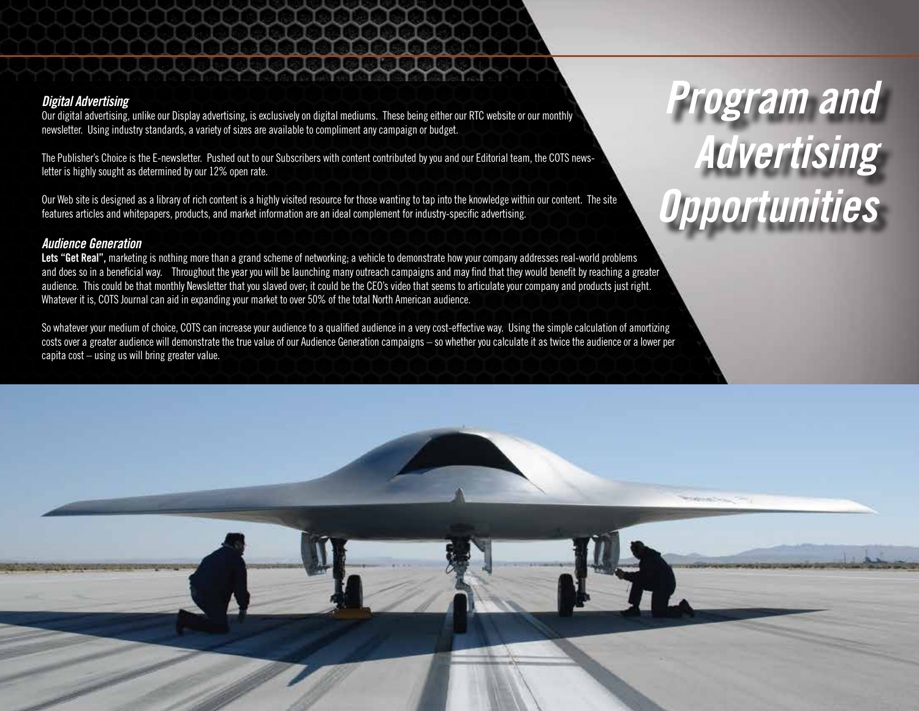# Program and Advertising Opportunities

### *Digital Advertising*

Our digital advertising, unlike our Display advertising, is exclusively on digital mediums. These being either our RTC website or our monthly newsletter. Using industry standards, a variety of sizes are available to compliment any campaign or budget.

The Publisher's Choice is the E-newsletter. Pushed out to our Subscribers with content contributed by you and our Editorial team, the COTS newsletter is highly sought as determined by our 12% open rate.

Our Web site is designed as a library of rich content is a highly visited resource for those wanting to tap into the knowledge within our content. The site features articles and whitepapers, products, and market information are an ideal complement for industry-specific advertising.

### *Audience Generation*

**Lets "Get Real",** marketing is nothing more than a grand scheme of networking; a vehicle to demonstrate how your company addresses real-world problems and does so in a beneficial way. Throughout the year you will be launching many outreach campaigns and may find that they would benefit by reaching a greater audience. This could be that monthly Newsletter that you slaved over; it could be the CEO's video that seems to articulate your company and products just right. Whatever it is, COTS Journal can aid in expanding your market to over 50% of the total North American audience.

So whatever your medium of choice, COTS can increase your audience to a qualified audience in a very cost-effective way. Using the simple calculation of amortizing costs over a greater audience will demonstrate the true value of our Audience Generation campaigns – so whether you calculate it as twice the audience or a lower per capita cost – using us will bring greater value.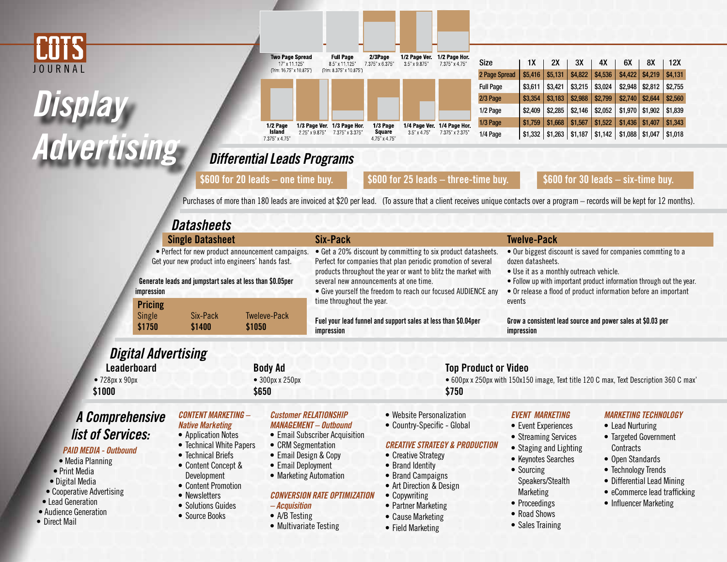# COTS JOURNAL

# Display Advertising

Two Page Spread 17" x 11.125" (Trim: 16.75" x 10.875")
Full Page 8.5" x 11.125" (Trim: 8.375" x 10.875")
2/3Page 7.375" x 6.375"
1/2 Page Ver. 3.5" x 9.875"
1/2 Page Hor. 7.375" x 4.75"
1/2 Page Island 7.375" x 4.75"
1/3 Page Ver. 2.25" x 9.875"
1/3 Page Hor. 7.375" x 3.375"
1/3 Page Square 4.75" x 4.75"
1/4 Page Ver. 3.5" x 4.75"
1/4 Page Hor. 7.375" x 2.375"

| Size | 1X | 2X | 3X | 4X | 6X | 8X | 12X |
|---|---|---|---|---|---|---|---|
| 2 Page Spread | $5,416 | $5,131 | $4,822 | $4,536 | $4,422 | $4,219 | $4,131 |
| Full Page | $3,611 | $3,421 | $3,215 | $3,024 | $2,948 | $2,812 | $2,755 |
| 2/3 Page | $3,354 | $3,183 | $2,988 | $2,799 | $2,740 | $2,644 | $2,560 |
| 1/2 Page | $2,409 | $2,285 | $2,146 | $2,052 | $1,970 | $1,902 | $1,839 |
| 1/3 Page | $1,759 | $1,668 | $1,567 | $1,522 | $1,436 | $1,407 | $1,343 |
| 1/4 Page | $1,332 | $1,263 | $1,187 | $1,142 | $1,088 | $1,047 | $1,018 |

## Differential Leads Programs

**$600 for 20 leads – one time buy.**

**$600 for 25 leads – three-time buy.**

**$600 for 30 leads – six-time buy.**

Purchases of more than 180 leads are invoiced at $20 per lead. (To assure that a client receives unique contacts over a program – records will be kept for 12 months).

## Datasheets

### Single Datasheet

- Perfect for new product announcement campaigns. Get your new product into engineers' hands fast.

**Generate leads and jumpstart sales at less than $0.05per impression**

**Pricing**

| Single | Six-Pack | Tweleve-Pack |
|---|---|---|
| **$1750** | **$1400** | **$1050** |

### Six-Pack

- Get a 20% discount by committing to six product datasheets. Perfect for companies that plan periodic promotion of several products throughout the year or want to blitz the market with several new announcements at one time.
- Give yourself the freedom to reach our focused AUDIENCE any time throughout the year.

**Fuel your lead funnel and support sales at less than $0.04per impression**

### Twelve-Pack

- Our biggest discount is saved for companies commting to a dozen datasheets.
- Use it as a monthly outreach vehicle.
- Follow up with important product information through out the year.
- Or release a flood of product information before an important events

**Grow a consistent lead source and power sales at $0.03 per impression**

## Digital Advertising

### Leaderboard

- 728px x 90px

**$1000**

### Body Ad

- 300px x 250px

**$650**

### Top Product or Video

- 600px x 250px with 150x150 image, Text title 120 C max, Text Description 360 C max'

**$750**

## A Comprehensive list of Services:

*PAID MEDIA - Outbound*

- Media Planning
- Print Media
- Digital Media
- Cooperative Advertising
- Lead Generation
- Audience Generation
- Direct Mail

*CONTENT MARKETING – Native Marketing*

- Application Notes
- Technical White Papers
- Technical Briefs
- Content Concept & Development
- Content Promotion
- Newsletters
- Solutions Guides
- Source Books

*Customer RELATIONSHIP MANAGEMENT – Outbound*

- Email Subscriber Acquisition
- CRM Segmentation
- Email Design & Copy
- Email Deployment
- Marketing Automation

*CONVERSION RATE OPTIMIZATION – Acquisition*

- A/B Testing
- Multivariate Testing
- Website Personalization
- Country-Specific - Global

*CREATIVE STRATEGY & PRODUCTION*

- Creative Strategy
- Brand Identity
- Brand Campaigns
- Art Direction & Design
- Copywriting
- Partner Marketing
- Cause Marketing
- Field Marketing

*EVENT MARKETING*

- Event Experiences
- Streaming Services
- Staging and Lighting
- Keynotes Searches
- Sourcing Speakers/Stealth Marketing
- Proceedings
- Road Shows
- Sales Training

*MARKETING TECHNOLOGY*

- Lead Nurturing
- Targeted Government Contracts
- Open Standards
- Technology Trends
- Differential Lead Mining
- eCommerce lead trafficking
- Influencer Marketing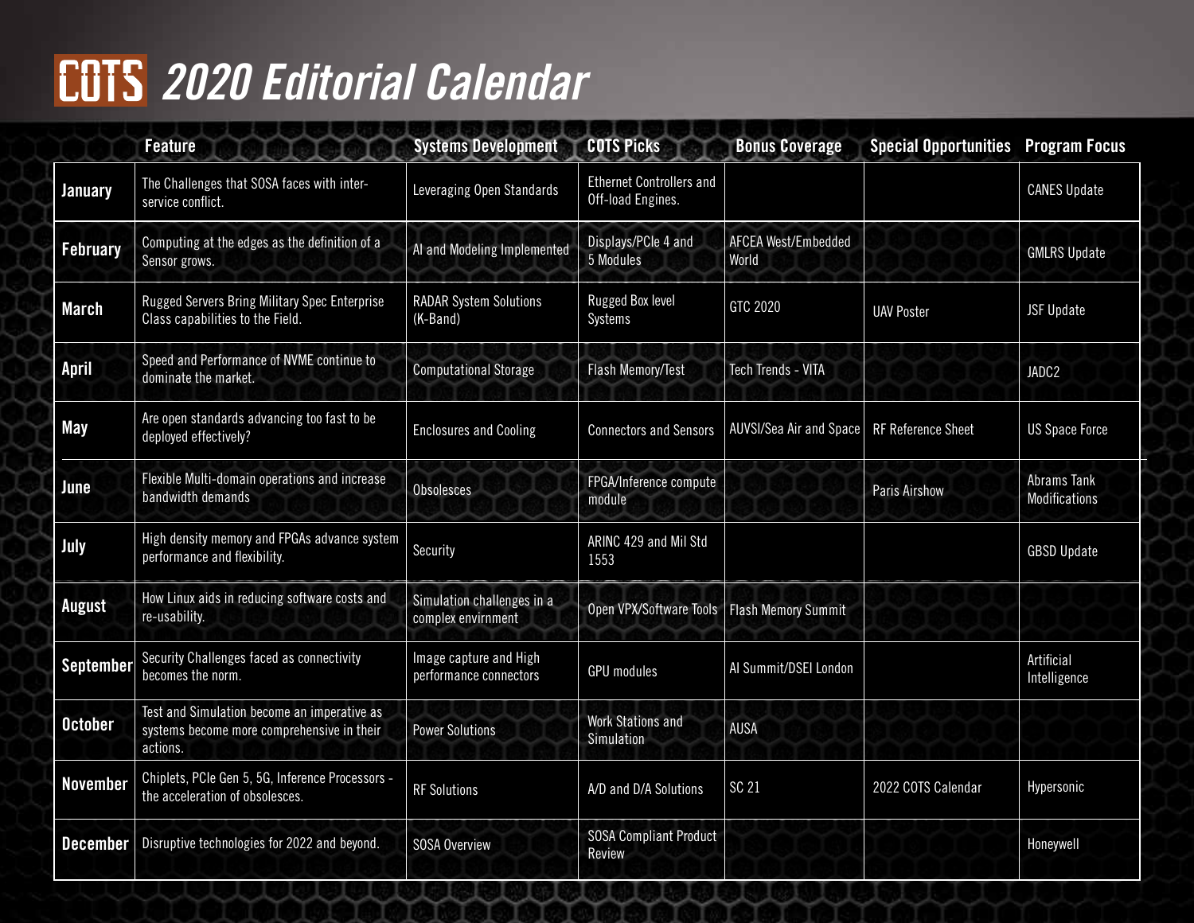# COTS 2020 Editorial Calendar

| | Feature | Systems Development | COTS Picks | Bonus Coverage | Special Opportunities | Program Focus |
|---|---|---|---|---|---|---|
| **January** | The Challenges that SOSA faces with inter-service conflict. | Leveraging Open Standards | Ethernet Controllers and Off-load Engines. | | | CANES Update |
| **February** | Computing at the edges as the definition of a Sensor grows. | AI and Modeling Implemented | Displays/PCIe 4 and 5 Modules | AFCEA West/Embedded World | | GMLRS Update |
| **March** | Rugged Servers Bring Military Spec Enterprise Class capabilities to the Field. | RADAR System Solutions (K-Band) | Rugged Box level Systems | GTC 2020 | UAV Poster | JSF Update |
| **April** | Speed and Performance of NVME continue to dominate the market. | Computational Storage | Flash Memory/Test | Tech Trends - VITA | | JADC2 |
| **May** | Are open standards advancing too fast to be deployed effectively? | Enclosures and Cooling | Connectors and Sensors | AUVSI/Sea Air and Space | RF Reference Sheet | US Space Force |
| **June** | Flexible Multi-domain operations and increase bandwidth demands | Obsolesces | FPGA/Inference compute module | | Paris Airshow | Abrams Tank Modifications |
| **July** | High density memory and FPGAs advance system performance and flexibility. | Security | ARINC 429 and Mil Std 1553 | | | GBSD Update |
| **August** | How Linux aids in reducing software costs and re-usability. | Simulation challenges in a complex envirnment | Open VPX/Software Tools | Flash Memory Summit | | |
| **September** | Security Challenges faced as connectivity becomes the norm. | Image capture and High performance connectors | GPU modules | AI Summit/DSEI London | | Artificial Intelligence |
| **October** | Test and Simulation become an imperative as systems become more comprehensive in their actions. | Power Solutions | Work Stations and Simulation | AUSA | | |
| **November** | Chiplets, PCIe Gen 5, 5G, Inference Processors - the acceleration of obsolesces. | RF Solutions | A/D and D/A Solutions | SC 21 | 2022 COTS Calendar | Hypersonic |
| **December** | Disruptive technologies for 2022 and beyond. | SOSA Overview | SOSA Compliant Product Review | | | Honeywell |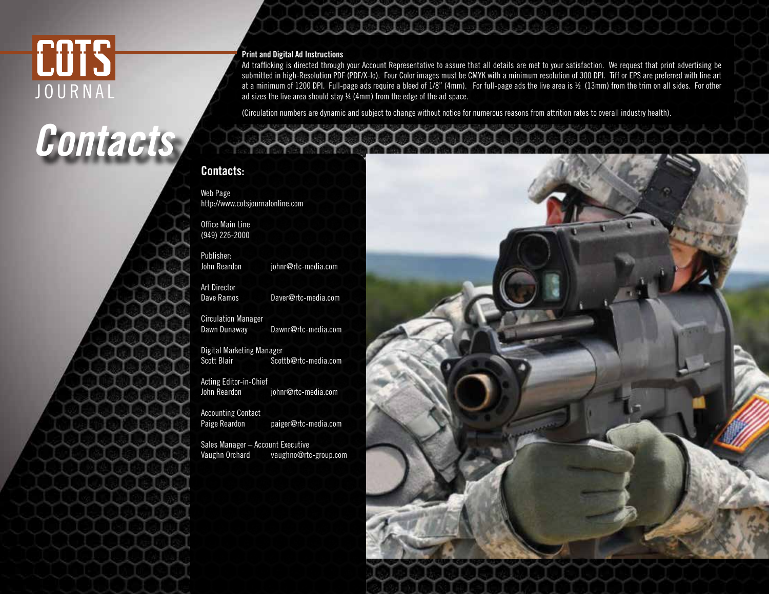COTS JOURNAL

# Contacts

**Print and Digital Ad Instructions**

Ad trafficking is directed through your Account Representative to assure that all details are met to your satisfaction. We request that print advertising be submitted in high-Resolution PDF (PDF/X-lo). Four Color images must be CMYK with a minimum resolution of 300 DPI. Tiff or EPS are preferred with line art at a minimum of 1200 DPI. Full-page ads require a bleed of 1/8" (4mm). For full-page ads the live area is ½ (13mm) from the trim on all sides. For other ad sizes the live area should stay ¼ (4mm) from the edge of the ad space.

(Circulation numbers are dynamic and subject to change without notice for numerous reasons from attrition rates to overall industry health).

## Contacts:

Web Page
http://www.cotsjournalonline.com

Office Main Line
(949) 226-2000

Publisher:
John Reardon johnr@rtc-media.com

Art Director
Dave Ramos Daver@rtc-media.com

Circulation Manager
Dawn Dunaway Dawnr@rtc-media.com

Digital Marketing Manager
Scott Blair Scottb@rtc-media.com

Acting Editor-in-Chief
John Reardon johnr@rtc-media.com

Accounting Contact
Paige Reardon paiger@rtc-media.com

Sales Manager – Account Executive
Vaughn Orchard vaughno@rtc-group.com